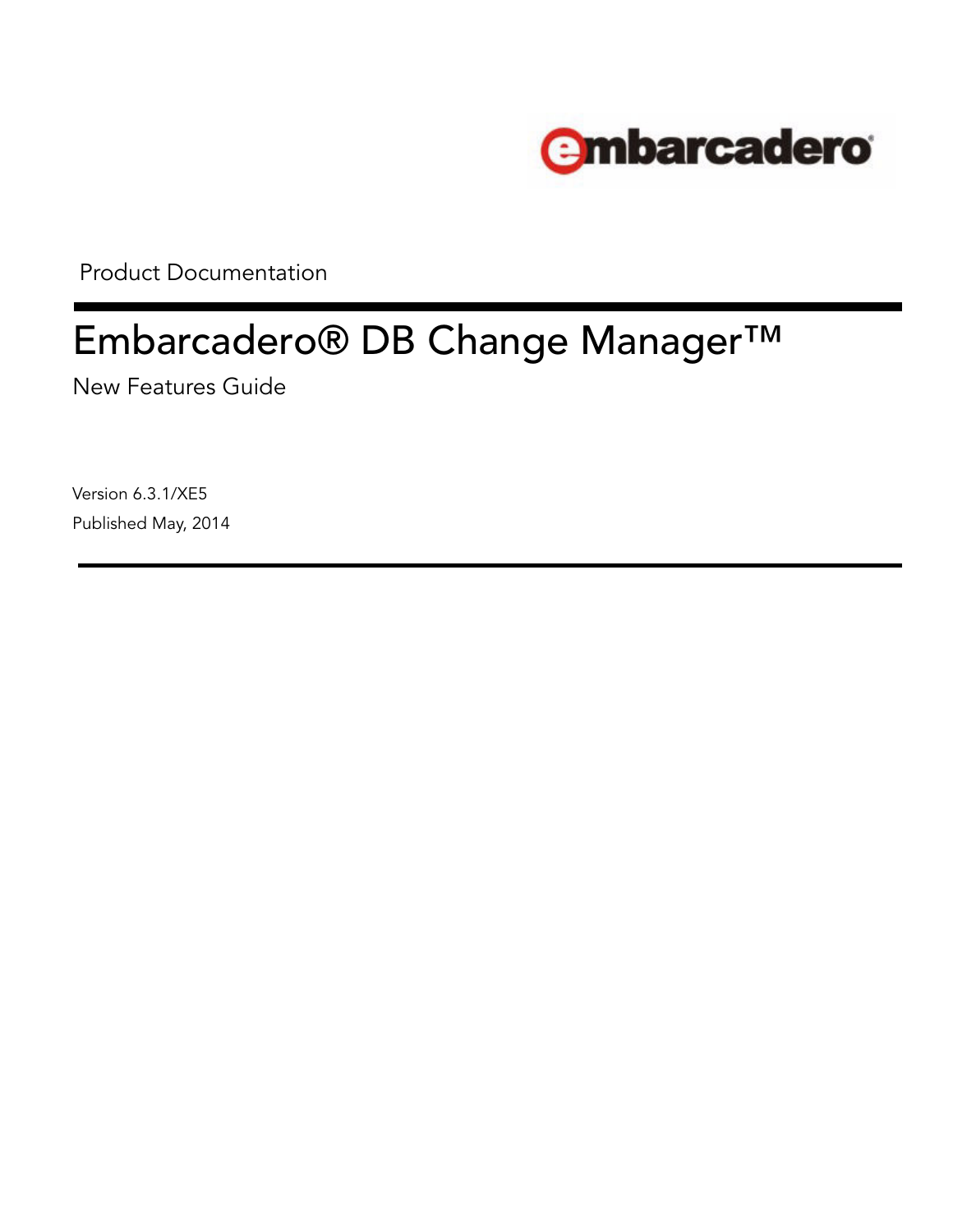embarcadero

Product Documentation

# Embarcadero® DB Change Manager™

New Features Guide

Version 6.3.1/XE5

Published May, 2014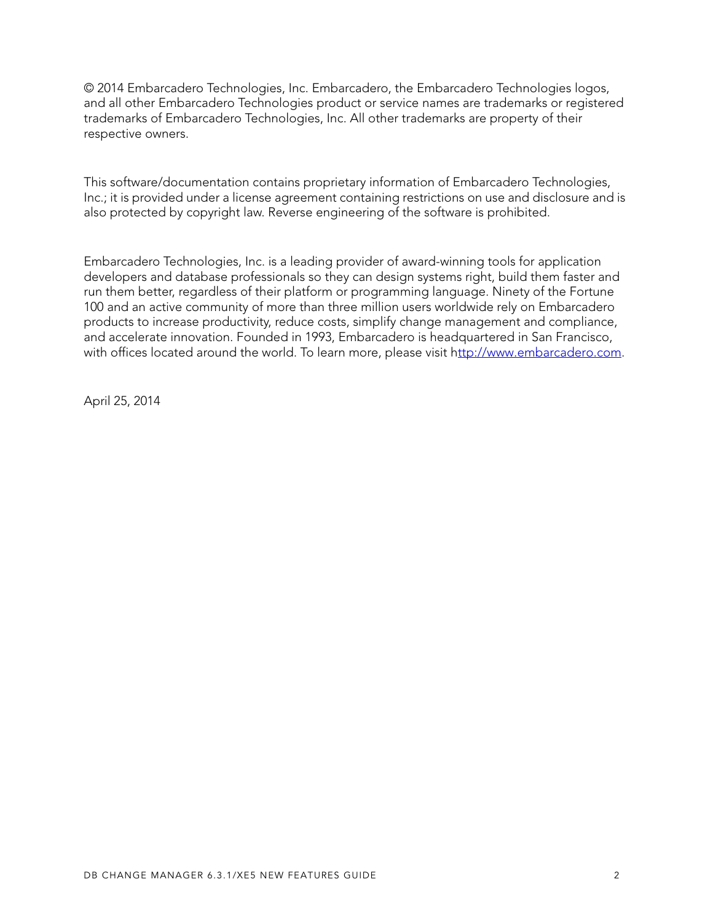© 2014 Embarcadero Technologies, Inc. Embarcadero, the Embarcadero Technologies logos, and all other Embarcadero Technologies product or service names are trademarks or registered trademarks of Embarcadero Technologies, Inc. All other trademarks are property of their respective owners.

This software/documentation contains proprietary information of Embarcadero Technologies, Inc.; it is provided under a license agreement containing restrictions on use and disclosure and is also protected by copyright law. Reverse engineering of the software is prohibited.

Embarcadero Technologies, Inc. is a leading provider of award-winning tools for application developers and database professionals so they can design systems right, build them faster and run them better, regardless of their platform or programming language. Ninety of the Fortune 100 and an active community of more than three million users worldwide rely on Embarcadero products to increase productivity, reduce costs, simplify change management and compliance, and accelerate innovation. Founded in 1993, Embarcadero is headquartered in San Francisco, with offices located around the world. To learn more, please visit http://www.embarcadero.com.

April 25, 2014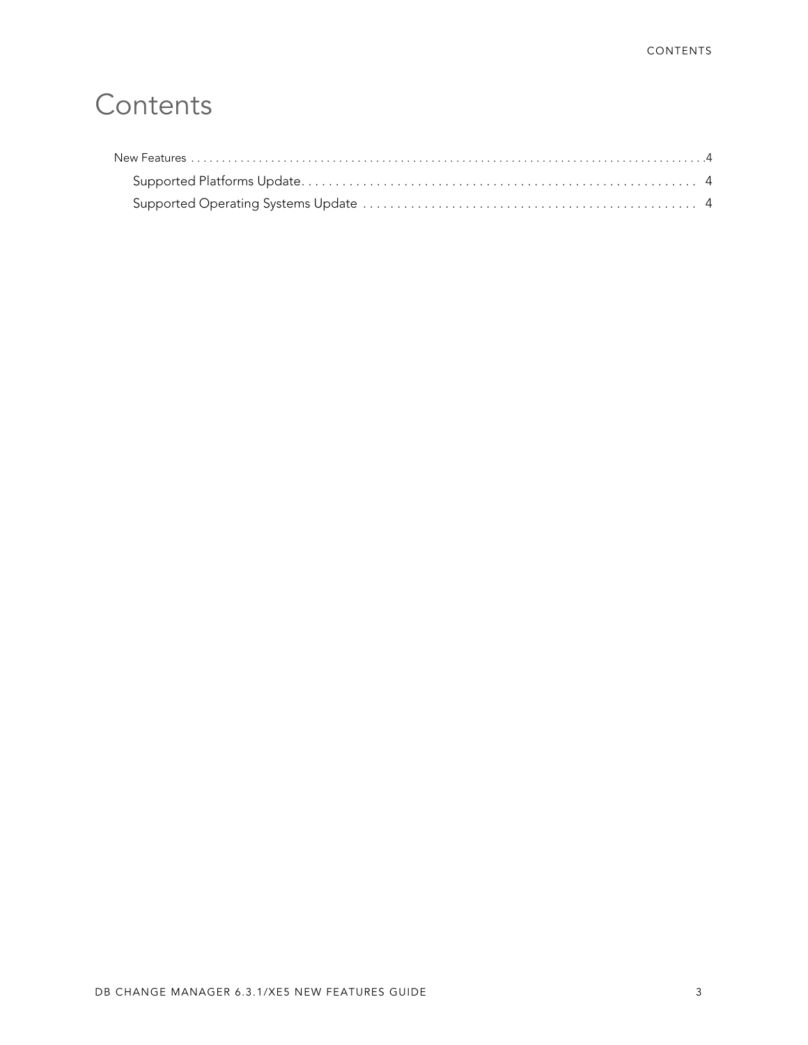# Contents

New Features . . . . . . . . . . . . . . . . . . . . . . . . . . . . . . . . . . . . . . . . . . . . . . . . . . . . . . . . . . . . . . . . . . . . . . . . . . . . . . . . . . .4

- Supported Platforms Update. . . . . . . . . . . . . . . . . . . . . . . . . . . . . . . . . . . . . . . . . . . . . . . . . . . . . . . 4
- Supported Operating Systems Update . . . . . . . . . . . . . . . . . . . . . . . . . . . . . . . . . . . . . . . . . . . . . . . . 4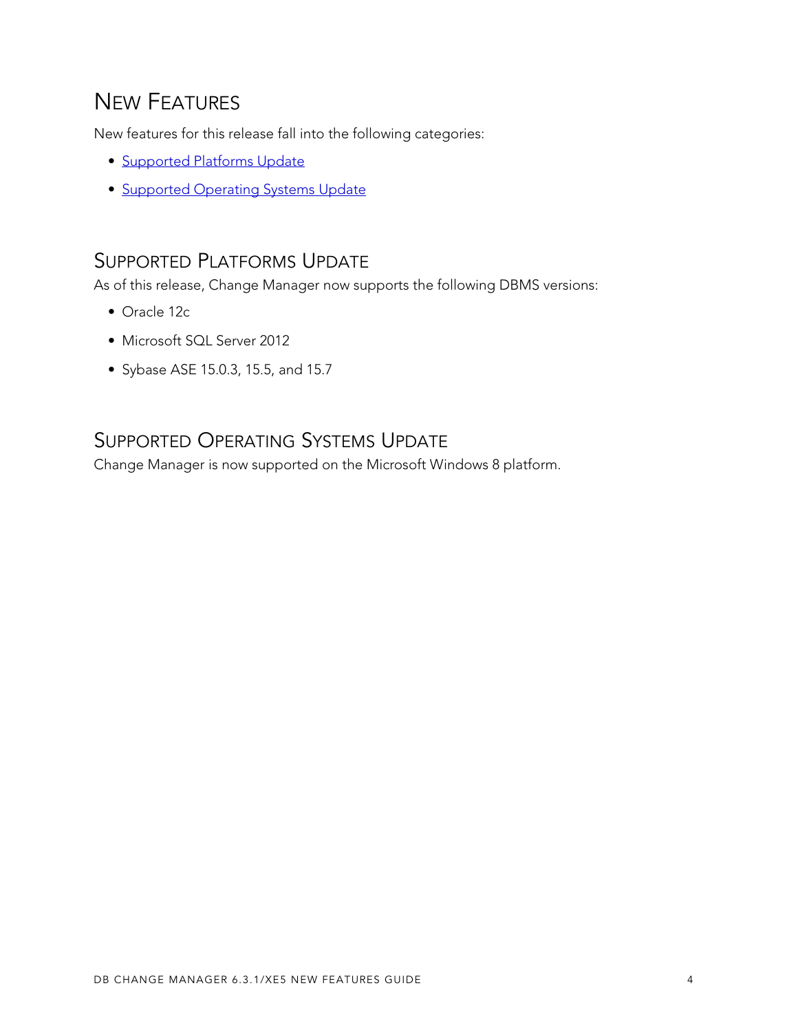# New Features

New features for this release fall into the following categories:

- Supported Platforms Update
- Supported Operating Systems Update

## Supported Platforms Update

As of this release, Change Manager now supports the following DBMS versions:

- Oracle 12c
- Microsoft SQL Server 2012
- Sybase ASE 15.0.3, 15.5, and 15.7

## Supported Operating Systems Update

Change Manager is now supported on the Microsoft Windows 8 platform.